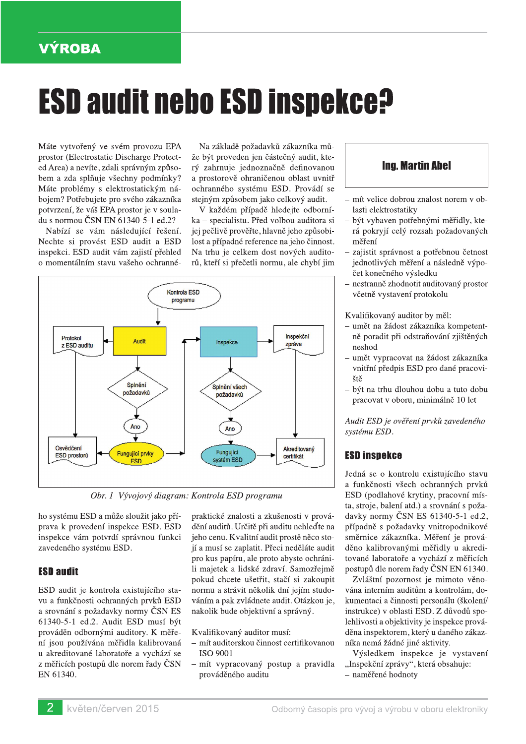VÝROBA

# ESD audit nebo ESD inspekce?

**Ing. Martin Abel**

Máte vytvořený ve svém provozu EPA prostor (Electrostatic Discharge Protected Area) a nevíte, zdali správným způsobem a zda splňuje všechny podmínky? Máte problémy s elektrostatickým nábojem? Potřebujete pro svého zákazníka potvrzení, že váš EPA prostor je v souladu s normou ČSN EN 61340-5-1 ed.2?

Nabízí se vám následující řešení. Nechte si provést ESD audit a ESD inspekci. ESD audit vám zajistí přehled o momentálním stavu vašeho ochranného systému ESD a může sloužit jako příprava k provedení inspekce ESD. ESD inspekce vám potvrdí správnou funkci zavedeného systému ESD.

Obr. 1 Vývojový diagram: Kontrola ESD programu

## ESD audit

ESD audit je kontrola existujícího stavu a funkčnosti ochranných prvků ESD a srovnání s požadavky normy ČSN ES 61340-5-1 ed.2. Audit ESD musí být prováděn odbornými auditory. K měření jsou používána měřidla kalibrovaná u akreditované laboratoře a vychází se z měřicích postupů dle norem řady ČSN EN 61340.

Na základě požadavků zákazníka může být proveden jen částečný audit, který zahrnuje jednoznačně definovanou a prostorově ohraničenou oblast uvnitř ochranného systému ESD. Provádí se stejným způsobem jako celkový audit.

V každém případě hledejte odborníka – specialistu. Před volbou auditora si jej pečlivě prověřte, hlavně jeho způsobilost a případné reference na jeho činnost. Na trhu je celkem dost nových auditorů, kteří si přečetli normu, ale chybí jim praktické znalosti a zkušenosti v provádění auditů. Určitě při auditu nehleďte na jeho cenu. Kvalitní audit prostě něco stojí a musí se zaplatit. Přeci neděláte audit pro kus papíru, ale proto abyste ochránili majetek a lidské zdraví. Samozřejmě pokud chcete ušetřit, stačí si zakoupit normu a strávit několik dní jejím studováním a pak zvládnete audit. Otázkou je, nakolik bude objektivní a správný.

Kvalifikovaný auditor musí:

- mít auditorskou činnost certifikovanou ISO 9001
- mít vypracovaný postup a pravidla prováděného auditu
- mít velice dobrou znalost norem v oblasti elektrostatiky
- být vybaven potřebnými měřidly, která pokrývají celý rozsah požadovaných měření
- zajistit správnost a potřebnou četnost jednotlivých měření a následně výpočet konečného výsledku
- nestranně zhodnotit auditovaný prostor včetně vystavení protokolu

Kvalifikovaný auditor by měl:

- umět na žádost zákazníka kompetentně poradit při odstraňování zjištěných neshod
- umět vypracovat na žádost zákazníka vnitřní předpis ESD pro dané pracoviště
- být na trhu dlouhou dobu a tuto dobu pracovat v oboru, minimálně 10 let

*Audit ESD je ověření prvků zavedeného systému ESD.*

## ESD inspekce

Jedná se o kontrolu existujícího stavu a funkčnosti všech ochranných prvků ESD (podlahové krytiny, pracovní místa, stroje, balení atd.) a srovnání s požadavky normy ČSN ES 61340-5-1 ed.2, případně s požadavky vnitropodnikové směrnice zákazníka. Měření je prováděno kalibrovanými měřidly u akreditované laboratoře a vychází z měřicích postupů dle norem řady ČSN EN 61340.

Zvláštní pozornost je mimoto věnována interním auditům a kontrolám, dokumentaci a činnosti personálu (školení/instrukce) v oblasti ESD. Z důvodů spolehlivosti a objektivity je inspekce prováděna inspektorem, který u daného zákazníka nemá žádné jiné aktivity.

Výsledkem inspekce je vystavení „Inspekční zprávy“, která obsahuje:

- naměřené hodnoty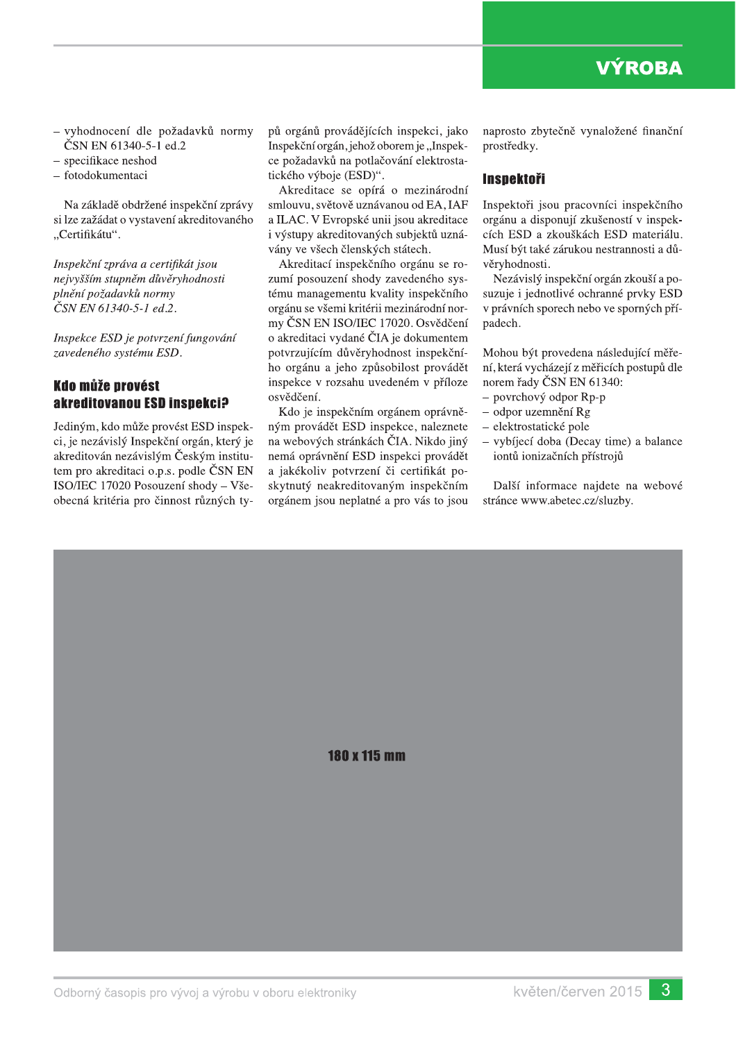- vyhodnocení dle požadavků normy ČSN EN 61340-5-1 ed.2
- specifikace neshod
- fotodokumentaci

Na základě obdržené inspekční zprávy si lze zažádat o vystavení akreditovaného „Certifikátu“.

*Inspekční zpráva a certifikát jsou nejvyšším stupněm důvěryhodnosti plnění požadavků normy ČSN EN 61340-5-1 ed.2.*

*Inspekce ESD je potvrzení fungování zavedeného systému ESD.*

## Kdo může provést akreditovanou ESD inspekci?

Jediným, kdo může provést ESD inspekci, je nezávislý Inspekční orgán, který je akreditován nezávislým Českým institutem pro akreditaci o.p.s. podle ČSN EN ISO/IEC 17020 Posouzení shody – Všeobecná kritéria pro činnost různých typů orgánů provádějících inspekci, jako Inspekční orgán, jehož oborem je „Inspekce požadavků na potlačování elektrostatického výboje (ESD)“.

Akreditace se opírá o mezinárodní smlouvu, světově uznávanou od EA, IAF a ILAC. V Evropské unii jsou akreditace i výstupy akreditovaných subjektů uznávány ve všech členských státech.

Akreditací inspekčního orgánu se rozumí posouzení shody zavedeného systému managementu kvality inspekčního orgánu se všemi kritérii mezinárodní normy ČSN EN ISO/IEC 17020. Osvědčení o akreditaci vydané ČIA je dokumentem potvrzujícím důvěryhodnost inspekčního orgánu a jeho způsobilost provádět inspekce v rozsahu uvedeném v příloze osvědčení.

Kdo je inspekčním orgánem oprávněným provádět ESD inspekce, naleznete na webových stránkách ČIA. Nikdo jiný nemá oprávnění ESD inspekci provádět a jakékoliv potvrzení či certifikát poskytnutý neakreditovaným inspekčním orgánem jsou neplatné a pro vás to jsou naprosto zbytečně vynaložené finanční prostředky.

## Inspektoři

Inspektoři jsou pracovníci inspekčního orgánu a disponují zkušeností v inspekcích ESD a zkouškách ESD materiálu. Musí být také zárukou nestrannosti a důvěryhodnosti.

Nezávislý inspekční orgán zkouší a posuzuje i jednotlivé ochranné prvky ESD v právních sporech nebo ve sporných případech.

Mohou být provedena následující měření, která vycházejí z měřicích postupů dle norem řady ČSN EN 61340:

- povrchový odpor Rp-p
- odpor uzemnění Rg
- elektrostatické pole
- vybíjecí doba (Decay time) a balance iontů ionizačních přístrojů

Další informace najdete na webové stránce www.abetec.cz/sluzby.

180 x 115 mm